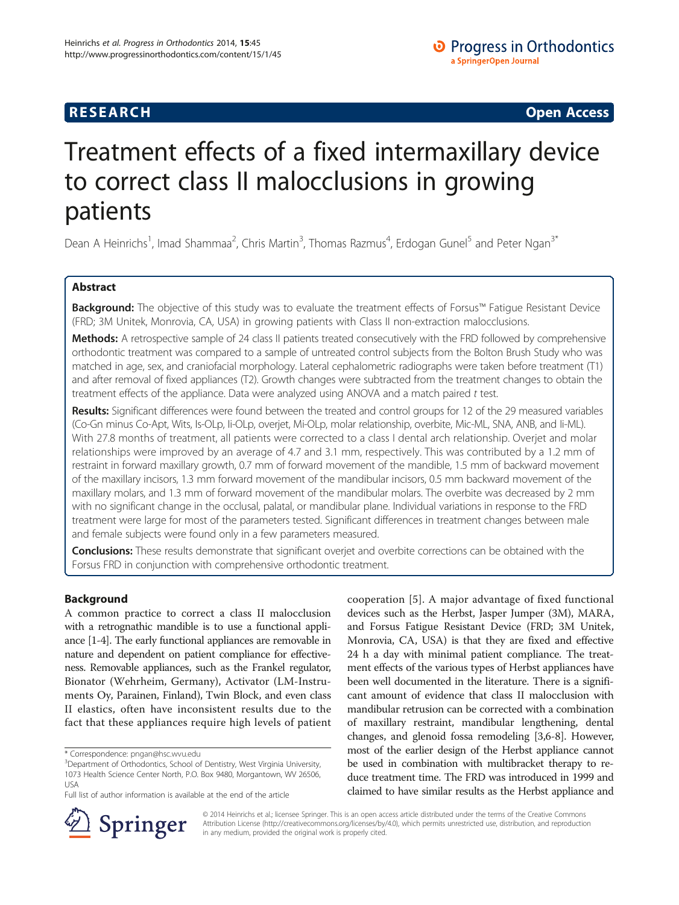RESEARCH Open Access

# Treatment effects of a fixed intermaxillary device to correct class II malocclusions in growing patients

Dean A Heinrichs[1], Imad Shammaa[2], Chris Martin[3], Thomas Razmus[4], Erdogan Gunel[5] and Peter Ngan[3*]

## Abstract

**Background:** The objective of this study was to evaluate the treatment effects of Forsus™ Fatigue Resistant Device (FRD; 3M Unitek, Monrovia, CA, USA) in growing patients with Class II non-extraction malocclusions.

**Methods:** A retrospective sample of 24 class II patients treated consecutively with the FRD followed by comprehensive orthodontic treatment was compared to a sample of untreated control subjects from the Bolton Brush Study who was matched in age, sex, and craniofacial morphology. Lateral cephalometric radiographs were taken before treatment (T1) and after removal of fixed appliances (T2). Growth changes were subtracted from the treatment changes to obtain the treatment effects of the appliance. Data were analyzed using ANOVA and a match paired *t* test.

**Results:** Significant differences were found between the treated and control groups for 12 of the 29 measured variables (Co-Gn minus Co-Apt, Wits, Is-OLp, Ii-OLp, overjet, Mi-OLp, molar relationship, overbite, Mic-ML, SNA, ANB, and Ii-ML). With 27.8 months of treatment, all patients were corrected to a class I dental arch relationship. Overjet and molar relationships were improved by an average of 4.7 and 3.1 mm, respectively. This was contributed by a 1.2 mm of restraint in forward maxillary growth, 0.7 mm of forward movement of the mandible, 1.5 mm of backward movement of the maxillary incisors, 1.3 mm forward movement of the mandibular incisors, 0.5 mm backward movement of the maxillary molars, and 1.3 mm of forward movement of the mandibular molars. The overbite was decreased by 2 mm with no significant change in the occlusal, palatal, or mandibular plane. Individual variations in response to the FRD treatment were large for most of the parameters tested. Significant differences in treatment changes between male and female subjects were found only in a few parameters measured.

**Conclusions:** These results demonstrate that significant overjet and overbite corrections can be obtained with the Forsus FRD in conjunction with comprehensive orthodontic treatment.

## Background

A common practice to correct a class II malocclusion with a retrognathic mandible is to use a functional appliance [1-4]. The early functional appliances are removable in nature and dependent on patient compliance for effectiveness. Removable appliances, such as the Frankel regulator, Bionator (Wehrheim, Germany), Activator (LM-Instruments Oy, Parainen, Finland), Twin Block, and even class II elastics, often have inconsistent results due to the fact that these appliances require high levels of patient cooperation [5]. A major advantage of fixed functional devices such as the Herbst, Jasper Jumper (3M), MARA, and Forsus Fatigue Resistant Device (FRD; 3M Unitek, Monrovia, CA, USA) is that they are fixed and effective 24 h a day with minimal patient compliance. The treatment effects of the various types of Herbst appliances have been well documented in the literature. There is a significant amount of evidence that class II malocclusion with mandibular retrusion can be corrected with a combination of maxillary restraint, mandibular lengthening, dental changes, and glenoid fossa remodeling [3,6-8]. However, most of the earlier design of the Herbst appliance cannot be used in combination with multibracket therapy to reduce treatment time. The FRD was introduced in 1999 and claimed to have similar results as the Herbst appliance and

\* Correspondence: pngan@hsc.wvu.edu
[3]Department of Orthodontics, School of Dentistry, West Virginia University, 1073 Health Science Center North, P.O. Box 9480, Morgantown, WV 26506, USA
Full list of author information is available at the end of the article

© 2014 Heinrichs et al.; licensee Springer. This is an open access article distributed under the terms of the Creative Commons Attribution License (http://creativecommons.org/licenses/by/4.0), which permits unrestricted use, distribution, and reproduction in any medium, provided the original work is properly cited.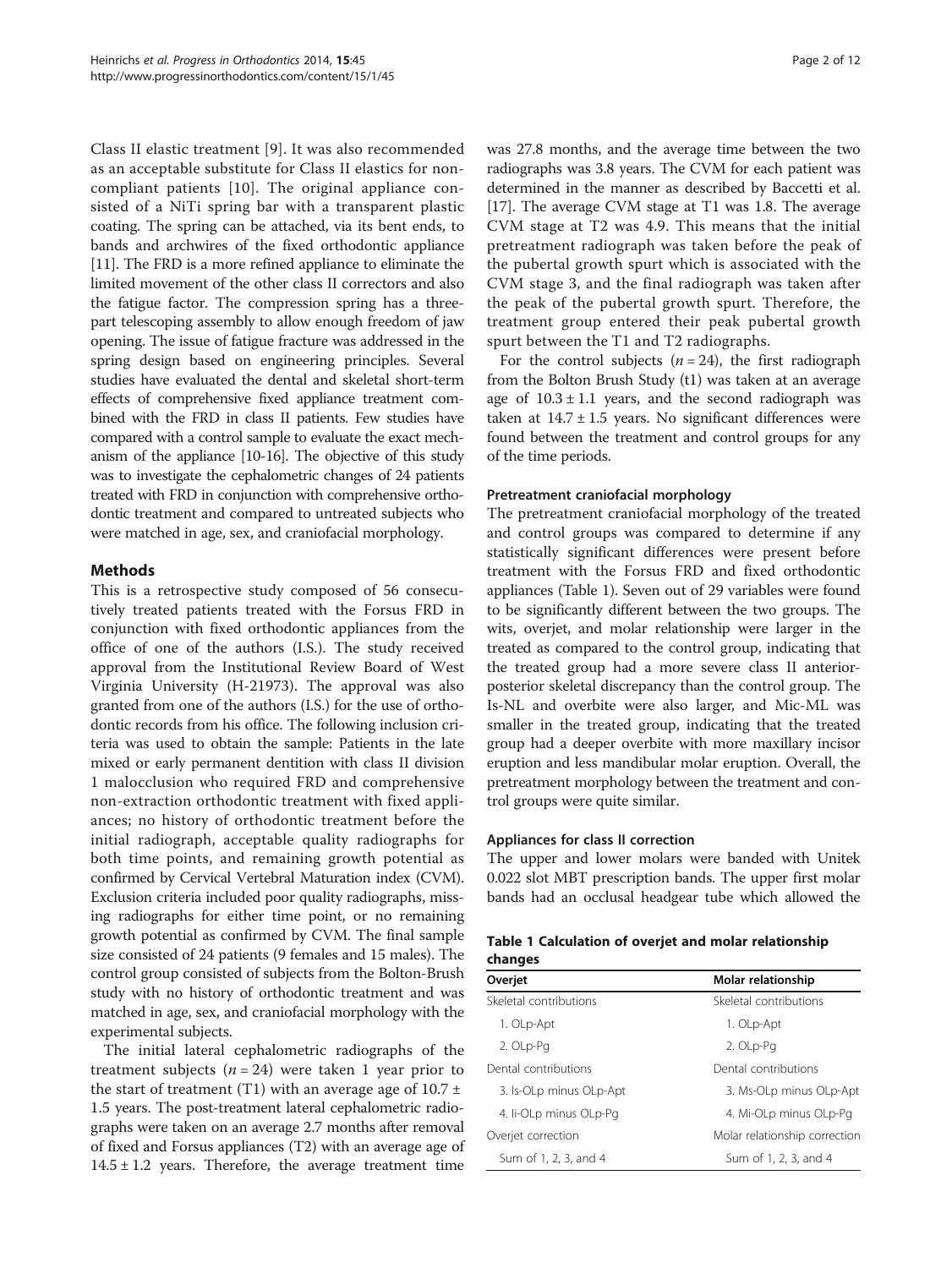Class II elastic treatment [9]. It was also recommended as an acceptable substitute for Class II elastics for non-compliant patients [10]. The original appliance consisted of a NiTi spring bar with a transparent plastic coating. The spring can be attached, via its bent ends, to bands and archwires of the fixed orthodontic appliance [11]. The FRD is a more refined appliance to eliminate the limited movement of the other class II correctors and also the fatigue factor. The compression spring has a three-part telescoping assembly to allow enough freedom of jaw opening. The issue of fatigue fracture was addressed in the spring design based on engineering principles. Several studies have evaluated the dental and skeletal short-term effects of comprehensive fixed appliance treatment combined with the FRD in class II patients. Few studies have compared with a control sample to evaluate the exact mechanism of the appliance [10-16]. The objective of this study was to investigate the cephalometric changes of 24 patients treated with FRD in conjunction with comprehensive orthodontic treatment and compared to untreated subjects who were matched in age, sex, and craniofacial morphology.

## Methods

This is a retrospective study composed of 56 consecutively treated patients treated with the Forsus FRD in conjunction with fixed orthodontic appliances from the office of one of the authors (I.S.). The study received approval from the Institutional Review Board of West Virginia University (H-21973). The approval was also granted from one of the authors (I.S.) for the use of orthodontic records from his office. The following inclusion criteria was used to obtain the sample: Patients in the late mixed or early permanent dentition with class II division 1 malocclusion who required FRD and comprehensive non-extraction orthodontic treatment with fixed appliances; no history of orthodontic treatment before the initial radiograph, acceptable quality radiographs for both time points, and remaining growth potential as confirmed by Cervical Vertebral Maturation index (CVM). Exclusion criteria included poor quality radiographs, missing radiographs for either time point, or no remaining growth potential as confirmed by CVM. The final sample size consisted of 24 patients (9 females and 15 males). The control group consisted of subjects from the Bolton-Brush study with no history of orthodontic treatment and was matched in age, sex, and craniofacial morphology with the experimental subjects.

The initial lateral cephalometric radiographs of the treatment subjects ($n = 24$) were taken 1 year prior to the start of treatment (T1) with an average age of $10.7 \pm 1.5$ years. The post-treatment lateral cephalometric radiographs were taken on an average 2.7 months after removal of fixed and Forsus appliances (T2) with an average age of $14.5 \pm 1.2$ years. Therefore, the average treatment time was 27.8 months, and the average time between the two radiographs was 3.8 years. The CVM for each patient was determined in the manner as described by Baccetti et al. [17]. The average CVM stage at T1 was 1.8. The average CVM stage at T2 was 4.9. This means that the initial pretreatment radiograph was taken before the peak of the pubertal growth spurt which is associated with the CVM stage 3, and the final radiograph was taken after the peak of the pubertal growth spurt. Therefore, the treatment group entered their peak pubertal growth spurt between the T1 and T2 radiographs.

For the control subjects ($n = 24$), the first radiograph from the Bolton Brush Study (t1) was taken at an average age of $10.3 \pm 1.1$ years, and the second radiograph was taken at $14.7 \pm 1.5$ years. No significant differences were found between the treatment and control groups for any of the time periods.

### Pretreatment craniofacial morphology

The pretreatment craniofacial morphology of the treated and control groups was compared to determine if any statistically significant differences were present before treatment with the Forsus FRD and fixed orthodontic appliances (Table 1). Seven out of 29 variables were found to be significantly different between the two groups. The wits, overjet, and molar relationship were larger in the treated as compared to the control group, indicating that the treated group had a more severe class II anterior-posterior skeletal discrepancy than the control group. The Is-NL and overbite were also larger, and Mic-ML was smaller in the treated group, indicating that the treated group had a deeper overbite with more maxillary incisor eruption and less mandibular molar eruption. Overall, the pretreatment morphology between the treatment and control groups were quite similar.

### Appliances for class II correction

The upper and lower molars were banded with Unitek 0.022 slot MBT prescription bands. The upper first molar bands had an occlusal headgear tube which allowed the

**Table 1 Calculation of overjet and molar relationship changes**

| Overjet | Molar relationship |
|---|---|
| Skeletal contributions | Skeletal contributions |
| 1. OLp-Apt | 1. OLp-Apt |
| 2. OLp-Pg | 2. OLp-Pg |
| Dental contributions | Dental contributions |
| 3. Is-OLp minus OLp-Apt | 3. Ms-OLp minus OLp-Apt |
| 4. Ii-OLp minus OLp-Pg | 4. Mi-OLp minus OLp-Pg |
| Overjet correction | Molar relationship correction |
| Sum of 1, 2, 3, and 4 | Sum of 1, 2, 3, and 4 |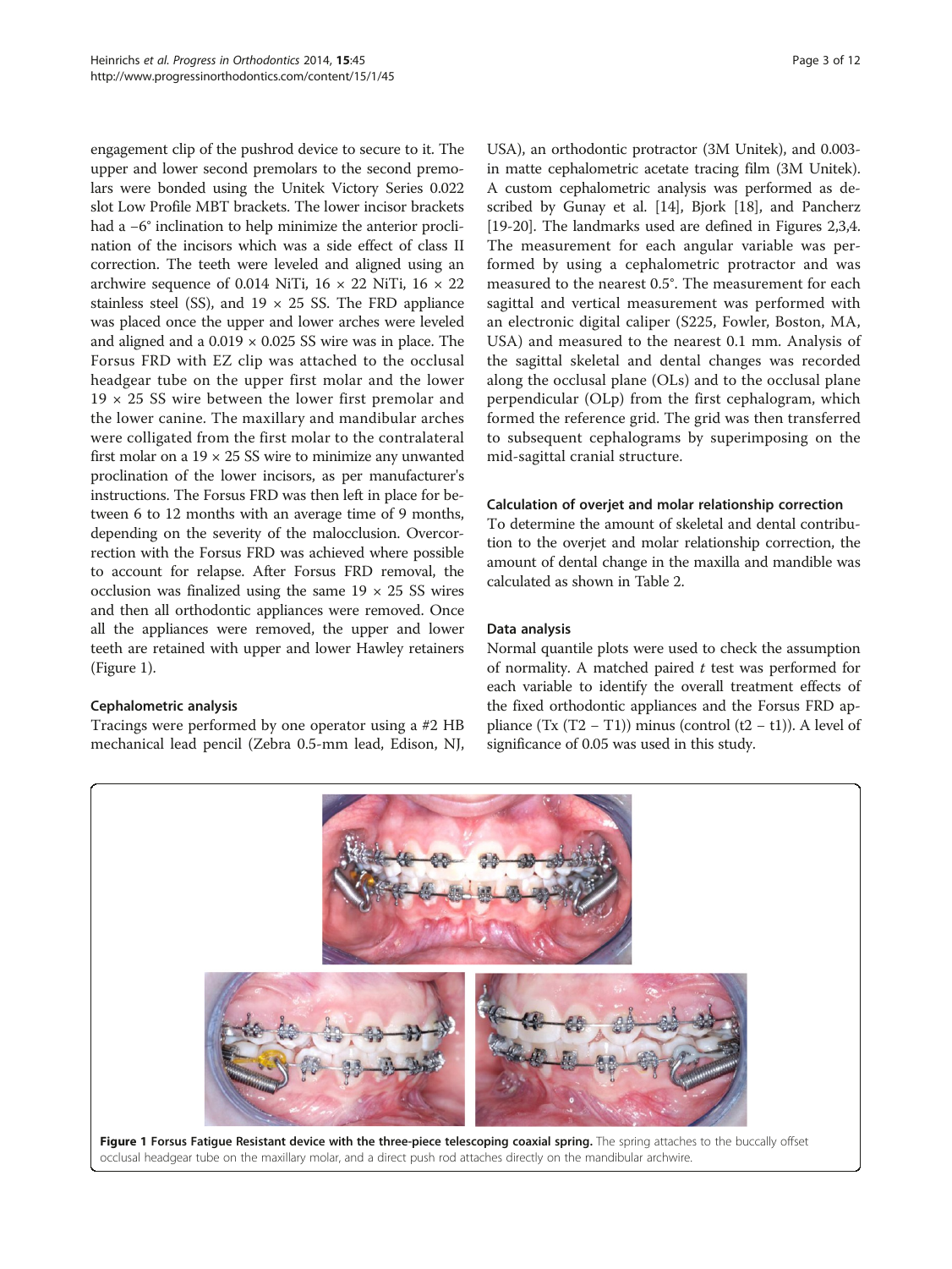engagement clip of the pushrod device to secure to it. The upper and lower second premolars to the second premolars were bonded using the Unitek Victory Series 0.022 slot Low Profile MBT brackets. The lower incisor brackets had a −6° inclination to help minimize the anterior proclination of the incisors which was a side effect of class II correction. The teeth were leveled and aligned using an archwire sequence of 0.014 NiTi, 16 × 22 NiTi, 16 × 22 stainless steel (SS), and 19 × 25 SS. The FRD appliance was placed once the upper and lower arches were leveled and aligned and a 0.019 × 0.025 SS wire was in place. The Forsus FRD with EZ clip was attached to the occlusal headgear tube on the upper first molar and the lower 19 × 25 SS wire between the lower first premolar and the lower canine. The maxillary and mandibular arches were colligated from the first molar to the contralateral first molar on a 19 × 25 SS wire to minimize any unwanted proclination of the lower incisors, as per manufacturer's instructions. The Forsus FRD was then left in place for between 6 to 12 months with an average time of 9 months, depending on the severity of the malocclusion. Overcorrection with the Forsus FRD was achieved where possible to account for relapse. After Forsus FRD removal, the occlusion was finalized using the same 19 × 25 SS wires and then all orthodontic appliances were removed. Once all the appliances were removed, the upper and lower teeth are retained with upper and lower Hawley retainers (Figure 1).

### Cephalometric analysis

Tracings were performed by one operator using a #2 HB mechanical lead pencil (Zebra 0.5-mm lead, Edison, NJ, USA), an orthodontic protractor (3M Unitek), and 0.003-in matte cephalometric acetate tracing film (3M Unitek). A custom cephalometric analysis was performed as described by Gunay et al. [14], Bjork [18], and Pancherz [19-20]. The landmarks used are defined in Figures 2,3,4. The measurement for each angular variable was performed by using a cephalometric protractor and was measured to the nearest 0.5°. The measurement for each sagittal and vertical measurement was performed with an electronic digital caliper (S225, Fowler, Boston, MA, USA) and measured to the nearest 0.1 mm. Analysis of the sagittal skeletal and dental changes was recorded along the occlusal plane (OLs) and to the occlusal plane perpendicular (OLp) from the first cephalogram, which formed the reference grid. The grid was then transferred to subsequent cephalograms by superimposing on the mid-sagittal cranial structure.

### Calculation of overjet and molar relationship correction

To determine the amount of skeletal and dental contribution to the overjet and molar relationship correction, the amount of dental change in the maxilla and mandible was calculated as shown in Table 2.

### Data analysis

Normal quantile plots were used to check the assumption of normality. A matched paired *t* test was performed for each variable to identify the overall treatment effects of the fixed orthodontic appliances and the Forsus FRD appliance (Tx (T2 − T1)) minus (control (t2 − t1)). A level of significance of 0.05 was used in this study.

**Figure 1 Forsus Fatigue Resistant device with the three-piece telescoping coaxial spring.** The spring attaches to the buccally offset occlusal headgear tube on the maxillary molar, and a direct push rod attaches directly on the mandibular archwire.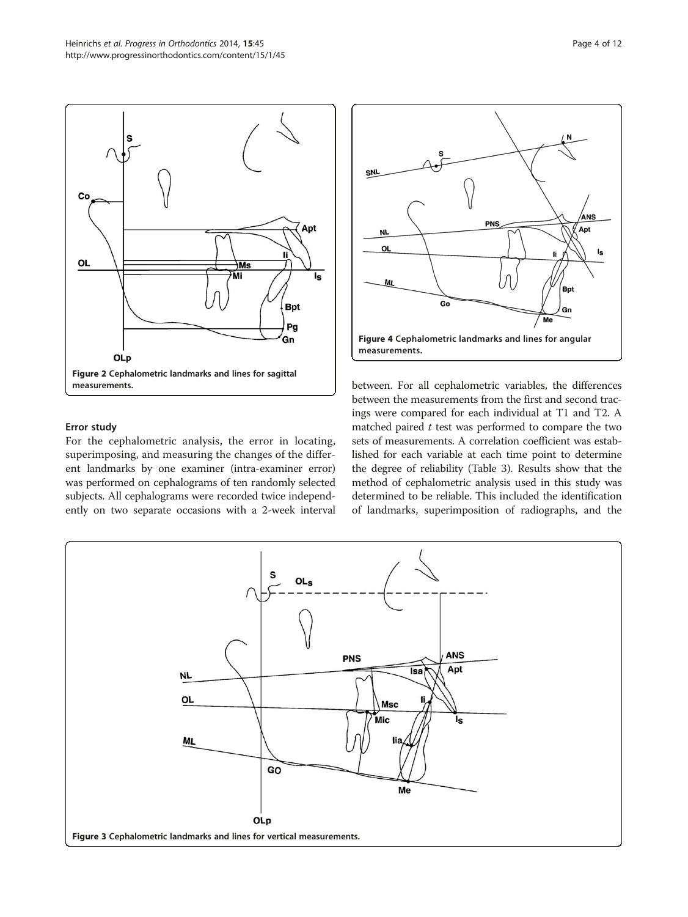Figure 2 Cephalometric landmarks and lines for sagittal measurements.

Figure 4 Cephalometric landmarks and lines for angular measurements.

### Error study

For the cephalometric analysis, the error in locating, superimposing, and measuring the changes of the different landmarks by one examiner (intra-examiner error) was performed on cephalograms of ten randomly selected subjects. All cephalograms were recorded twice independently on two separate occasions with a 2-week interval between. For all cephalometric variables, the differences between the measurements from the first and second tracings were compared for each individual at T1 and T2. A matched paired *t* test was performed to compare the two sets of measurements. A correlation coefficient was established for each variable at each time point to determine the degree of reliability (Table 3). Results show that the method of cephalometric analysis used in this study was determined to be reliable. This included the identification of landmarks, superimposition of radiographs, and the

Figure 3 Cephalometric landmarks and lines for vertical measurements.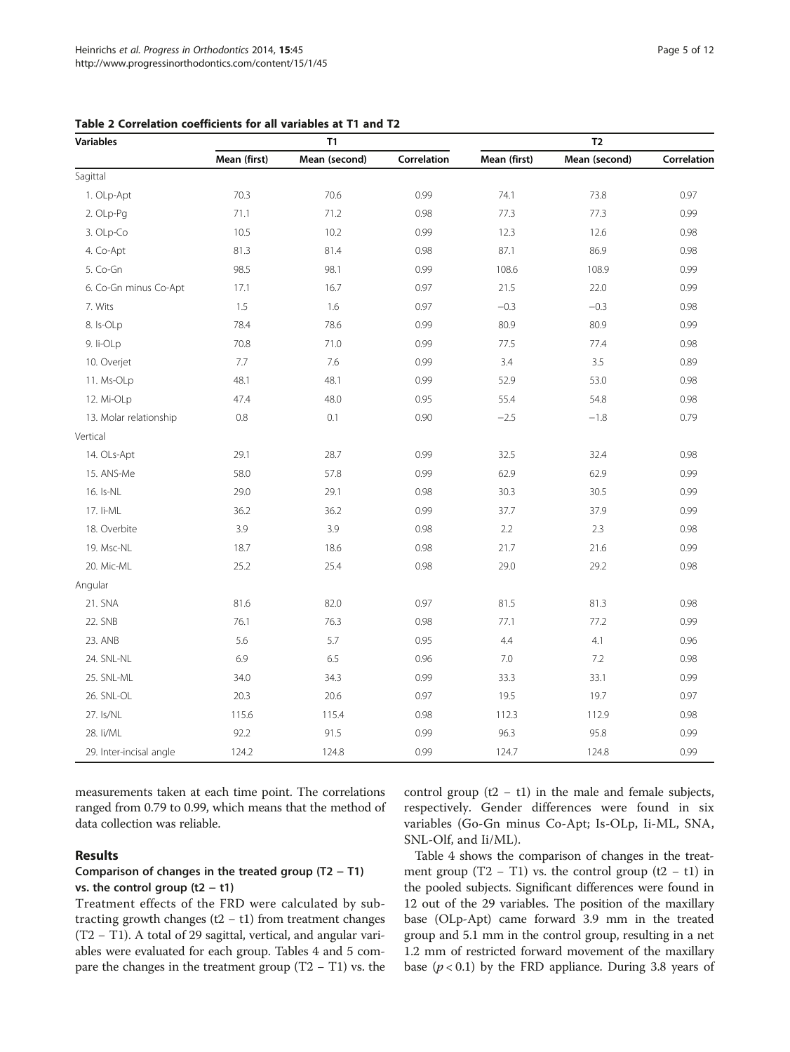**Table 2 Correlation coefficients for all variables at T1 and T2**

| Variables | T1 | | | T2 | | |
|---|---|---|---|---|---|---|
| | Mean (first) | Mean (second) | Correlation | Mean (first) | Mean (second) | Correlation |
| Sagittal | | | | | | |
| 1. OLp-Apt | 70.3 | 70.6 | 0.99 | 74.1 | 73.8 | 0.97 |
| 2. OLp-Pg | 71.1 | 71.2 | 0.98 | 77.3 | 77.3 | 0.99 |
| 3. OLp-Co | 10.5 | 10.2 | 0.99 | 12.3 | 12.6 | 0.98 |
| 4. Co-Apt | 81.3 | 81.4 | 0.98 | 87.1 | 86.9 | 0.98 |
| 5. Co-Gn | 98.5 | 98.1 | 0.99 | 108.6 | 108.9 | 0.99 |
| 6. Co-Gn minus Co-Apt | 17.1 | 16.7 | 0.97 | 21.5 | 22.0 | 0.99 |
| 7. Wits | 1.5 | 1.6 | 0.97 | −0.3 | −0.3 | 0.98 |
| 8. Is-OLp | 78.4 | 78.6 | 0.99 | 80.9 | 80.9 | 0.99 |
| 9. Ii-OLp | 70.8 | 71.0 | 0.99 | 77.5 | 77.4 | 0.98 |
| 10. Overjet | 7.7 | 7.6 | 0.99 | 3.4 | 3.5 | 0.89 |
| 11. Ms-OLp | 48.1 | 48.1 | 0.99 | 52.9 | 53.0 | 0.98 |
| 12. Mi-OLp | 47.4 | 48.0 | 0.95 | 55.4 | 54.8 | 0.98 |
| 13. Molar relationship | 0.8 | 0.1 | 0.90 | −2.5 | −1.8 | 0.79 |
| Vertical | | | | | | |
| 14. OLs-Apt | 29.1 | 28.7 | 0.99 | 32.5 | 32.4 | 0.98 |
| 15. ANS-Me | 58.0 | 57.8 | 0.99 | 62.9 | 62.9 | 0.99 |
| 16. Is-NL | 29.0 | 29.1 | 0.98 | 30.3 | 30.5 | 0.99 |
| 17. Ii-ML | 36.2 | 36.2 | 0.99 | 37.7 | 37.9 | 0.99 |
| 18. Overbite | 3.9 | 3.9 | 0.98 | 2.2 | 2.3 | 0.98 |
| 19. Msc-NL | 18.7 | 18.6 | 0.98 | 21.7 | 21.6 | 0.99 |
| 20. Mic-ML | 25.2 | 25.4 | 0.98 | 29.0 | 29.2 | 0.98 |
| Angular | | | | | | |
| 21. SNA | 81.6 | 82.0 | 0.97 | 81.5 | 81.3 | 0.98 |
| 22. SNB | 76.1 | 76.3 | 0.98 | 77.1 | 77.2 | 0.99 |
| 23. ANB | 5.6 | 5.7 | 0.95 | 4.4 | 4.1 | 0.96 |
| 24. SNL-NL | 6.9 | 6.5 | 0.96 | 7.0 | 7.2 | 0.98 |
| 25. SNL-ML | 34.0 | 34.3 | 0.99 | 33.3 | 33.1 | 0.99 |
| 26. SNL-OL | 20.3 | 20.6 | 0.97 | 19.5 | 19.7 | 0.97 |
| 27. Is/NL | 115.6 | 115.4 | 0.98 | 112.3 | 112.9 | 0.98 |
| 28. Ii/ML | 92.2 | 91.5 | 0.99 | 96.3 | 95.8 | 0.99 |
| 29. Inter-incisal angle | 124.2 | 124.8 | 0.99 | 124.7 | 124.8 | 0.99 |

measurements taken at each time point. The correlations ranged from 0.79 to 0.99, which means that the method of data collection was reliable.

## Results

### Comparison of changes in the treated group (T2 − T1) vs. the control group (t2 − t1)

Treatment effects of the FRD were calculated by subtracting growth changes (t2 − t1) from treatment changes (T2 − T1). A total of 29 sagittal, vertical, and angular variables were evaluated for each group. Tables 4 and 5 compare the changes in the treatment group (T2 − T1) vs. the control group (t2 − t1) in the male and female subjects, respectively. Gender differences were found in six variables (Go-Gn minus Co-Apt; Is-OLp, Ii-ML, SNA, SNL-Olf, and Ii/ML).

Table 4 shows the comparison of changes in the treatment group (T2 − T1) vs. the control group (t2 − t1) in the pooled subjects. Significant differences were found in 12 out of the 29 variables. The position of the maxillary base (OLp-Apt) came forward 3.9 mm in the treated group and 5.1 mm in the control group, resulting in a net 1.2 mm of restricted forward movement of the maxillary base ($p < 0.1$) by the FRD appliance. During 3.8 years of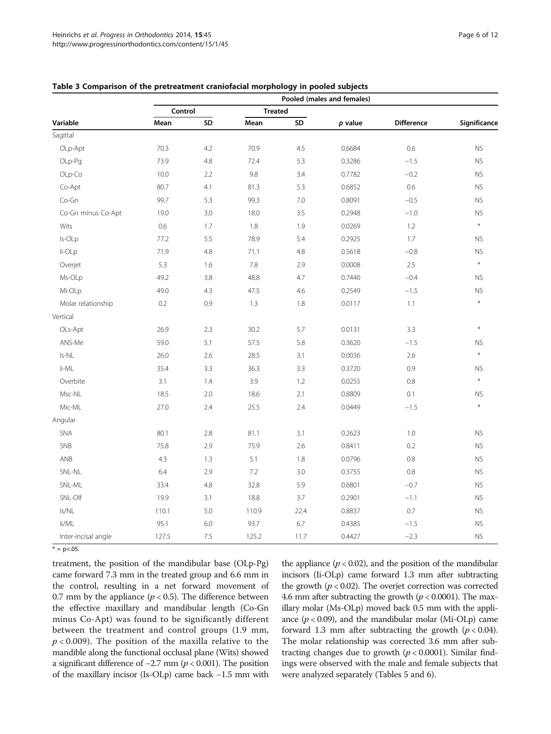**Table 3 Comparison of the pretreatment craniofacial morphology in pooled subjects**

| | Pooled (males and females) | | | | | | |
|---|---|---|---|---|---|---|---|
| | Control | | Treated | | | | |
| Variable | Mean | SD | Mean | SD | *p* value | Difference | Significance |
| Sagittal | | | | | | | |
| OLp-Apt | 70.3 | 4.2 | 70.9 | 4.5 | 0.6684 | 0.6 | NS |
| OLp-Pg | 73.9 | 4.8 | 72.4 | 5.3 | 0.3286 | −1.5 | NS |
| OLp-Co | 10.0 | 2.2 | 9.8 | 3.4 | 0.7782 | −0.2 | NS |
| Co-Apt | 80.7 | 4.1 | 81.3 | 5.3 | 0.6852 | 0.6 | NS |
| Co-Gn | 99.7 | 5.3 | 99.3 | 7.0 | 0.8091 | −0.5 | NS |
| Co-Gn minus Co-Apt | 19.0 | 3.0 | 18.0 | 3.5 | 0.2948 | −1.0 | NS |
| Wits | 0.6 | 1.7 | 1.8 | 1.9 | 0.0269 | 1.2 | * |
| Is-OLp | 77.2 | 5.5 | 78.9 | 5.4 | 0.2925 | 1.7 | NS |
| Ii-OLp | 71.9 | 4.8 | 71.1 | 4.8 | 0.5618 | −0.8 | NS |
| Overjet | 5.3 | 1.6 | 7.8 | 2.9 | 0.0008 | 2.5 | * |
| Ms-OLp | 49.2 | 3.8 | 48.8 | 4.7 | 0.7440 | −0.4 | NS |
| Mi-OLp | 49.0 | 4.3 | 47.5 | 4.6 | 0.2549 | −1.5 | NS |
| Molar relationship | 0.2 | 0.9 | 1.3 | 1.8 | 0.0117 | 1.1 | * |
| Vertical | | | | | | | |
| OLs-Apt | 26.9 | 2.3 | 30.2 | 5.7 | 0.0131 | 3.3 | * |
| ANS-Me | 59.0 | 5.1 | 57.5 | 5.8 | 0.3620 | −1.5 | NS |
| Is-NL | 26.0 | 2.6 | 28.5 | 3.1 | 0.0036 | 2.6 | * |
| Ii-ML | 35.4 | 3.3 | 36.3 | 3.3 | 0.3720 | 0.9 | NS |
| Overbite | 3.1 | 1.4 | 3.9 | 1.2 | 0.0255 | 0.8 | * |
| Msc-NL | 18.5 | 2.0 | 18.6 | 2.1 | 0.8809 | 0.1 | NS |
| Mic-ML | 27.0 | 2.4 | 25.5 | 2.4 | 0.0449 | −1.5 | * |
| Angular | | | | | | | |
| SNA | 80.1 | 2.8 | 81.1 | 3.1 | 0.2623 | 1.0 | NS |
| SNB | 75.8 | 2.9 | 75.9 | 2.6 | 0.8411 | 0.2 | NS |
| ANB | 4.3 | 1.3 | 5.1 | 1.8 | 0.0796 | 0.8 | NS |
| SNL-NL | 6.4 | 2.9 | 7.2 | 3.0 | 0.3755 | 0.8 | NS |
| SNL-ML | 33.4 | 4.8 | 32.8 | 5.9 | 0.6801 | −0.7 | NS |
| SNL-Olf | 19.9 | 3.1 | 18.8 | 3.7 | 0.2901 | −1.1 | NS |
| Is/NL | 110.1 | 5.0 | 110.9 | 22.4 | 0.8837 | 0.7 | NS |
| Ii/ML | 95.1 | 6.0 | 93.7 | 6.7 | 0.4385 | −1.5 | NS |
| Inter-incisal angle | 127.5 | 7.5 | 125.2 | 11.7 | 0.4427 | −2.3 | NS |

* = p<.05.

treatment, the position of the mandibular base (OLp-Pg) came forward 7.3 mm in the treated group and 6.6 mm in the control, resulting in a net forward movement of 0.7 mm by the appliance ($p < 0.5$). The difference between the effective maxillary and mandibular length (Co-Gn minus Co-Apt) was found to be significantly different between the treatment and control groups (1.9 mm, $p < 0.009$). The position of the maxilla relative to the mandible along the functional occlusal plane (Wits) showed a significant difference of −2.7 mm ($p < 0.001$). The position of the maxillary incisor (Is-OLp) came back −1.5 mm with the appliance ($p < 0.02$), and the position of the mandibular incisors (Ii-OLp) came forward 1.3 mm after subtracting the growth ($p < 0.02$). The overjet correction was corrected 4.6 mm after subtracting the growth ($p < 0.0001$). The maxillary molar (Ms-OLp) moved back 0.5 mm with the appliance ($p < 0.09$), and the mandibular molar (Mi-OLp) came forward 1.3 mm after subtracting the growth ($p < 0.04$). The molar relationship was corrected 3.6 mm after subtracting changes due to growth ($p < 0.0001$). Similar findings were observed with the male and female subjects that were analyzed separately (Tables 5 and 6).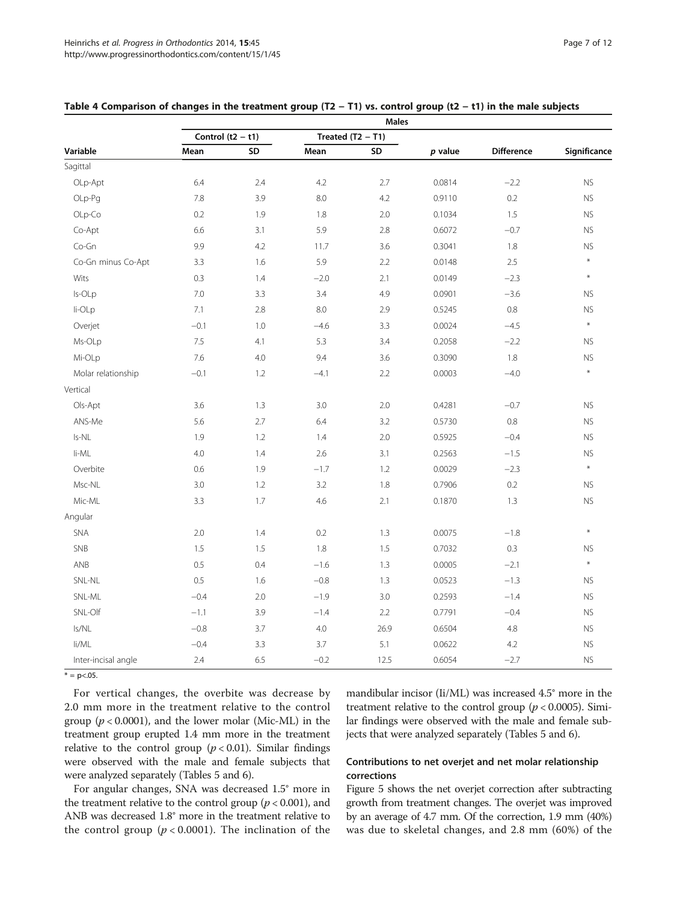**Table 4 Comparison of changes in the treatment group (T2 − T1) vs. control group (t2 − t1) in the male subjects**

| | Males | | | | | | |
|---|---|---|---|---|---|---|---|
| | Control (t2 − t1) | | Treated (T2 − T1) | | | | |
| Variable | Mean | SD | Mean | SD | *p* value | Difference | Significance |
| Sagittal | | | | | | | |
| OLp-Apt | 6.4 | 2.4 | 4.2 | 2.7 | 0.0814 | −2.2 | NS |
| OLp-Pg | 7.8 | 3.9 | 8.0 | 4.2 | 0.9110 | 0.2 | NS |
| OLp-Co | 0.2 | 1.9 | 1.8 | 2.0 | 0.1034 | 1.5 | NS |
| Co-Apt | 6.6 | 3.1 | 5.9 | 2.8 | 0.6072 | −0.7 | NS |
| Co-Gn | 9.9 | 4.2 | 11.7 | 3.6 | 0.3041 | 1.8 | NS |
| Co-Gn minus Co-Apt | 3.3 | 1.6 | 5.9 | 2.2 | 0.0148 | 2.5 | * |
| Wits | 0.3 | 1.4 | −2.0 | 2.1 | 0.0149 | −2.3 | * |
| Is-OLp | 7.0 | 3.3 | 3.4 | 4.9 | 0.0901 | −3.6 | NS |
| Ii-OLp | 7.1 | 2.8 | 8.0 | 2.9 | 0.5245 | 0.8 | NS |
| Overjet | −0.1 | 1.0 | −4.6 | 3.3 | 0.0024 | −4.5 | * |
| Ms-OLp | 7.5 | 4.1 | 5.3 | 3.4 | 0.2058 | −2.2 | NS |
| Mi-OLp | 7.6 | 4.0 | 9.4 | 3.6 | 0.3090 | 1.8 | NS |
| Molar relationship | −0.1 | 1.2 | −4.1 | 2.2 | 0.0003 | −4.0 | * |
| Vertical | | | | | | | |
| Ols-Apt | 3.6 | 1.3 | 3.0 | 2.0 | 0.4281 | −0.7 | NS |
| ANS-Me | 5.6 | 2.7 | 6.4 | 3.2 | 0.5730 | 0.8 | NS |
| Is-NL | 1.9 | 1.2 | 1.4 | 2.0 | 0.5925 | −0.4 | NS |
| Ii-ML | 4.0 | 1.4 | 2.6 | 3.1 | 0.2563 | −1.5 | NS |
| Overbite | 0.6 | 1.9 | −1.7 | 1.2 | 0.0029 | −2.3 | * |
| Msc-NL | 3.0 | 1.2 | 3.2 | 1.8 | 0.7906 | 0.2 | NS |
| Mic-ML | 3.3 | 1.7 | 4.6 | 2.1 | 0.1870 | 1.3 | NS |
| Angular | | | | | | | |
| SNA | 2.0 | 1.4 | 0.2 | 1.3 | 0.0075 | −1.8 | * |
| SNB | 1.5 | 1.5 | 1.8 | 1.5 | 0.7032 | 0.3 | NS |
| ANB | 0.5 | 0.4 | −1.6 | 1.3 | 0.0005 | −2.1 | * |
| SNL-NL | 0.5 | 1.6 | −0.8 | 1.3 | 0.0523 | −1.3 | NS |
| SNL-ML | −0.4 | 2.0 | −1.9 | 3.0 | 0.2593 | −1.4 | NS |
| SNL-Olf | −1.1 | 3.9 | −1.4 | 2.2 | 0.7791 | −0.4 | NS |
| Is/NL | −0.8 | 3.7 | 4.0 | 26.9 | 0.6504 | 4.8 | NS |
| Ii/ML | −0.4 | 3.3 | 3.7 | 5.1 | 0.0622 | 4.2 | NS |
| Inter-incisal angle | 2.4 | 6.5 | −0.2 | 12.5 | 0.6054 | −2.7 | NS |

\* = $p<.05$.

For vertical changes, the overbite was decrease by 2.0 mm more in the treatment relative to the control group ($p < 0.0001$), and the lower molar (Mic-ML) in the treatment group erupted 1.4 mm more in the treatment relative to the control group ($p < 0.01$). Similar findings were observed with the male and female subjects that were analyzed separately (Tables 5 and 6).

For angular changes, SNA was decreased 1.5° more in the treatment relative to the control group ($p < 0.001$), and ANB was decreased 1.8° more in the treatment relative to the control group ($p < 0.0001$). The inclination of the mandibular incisor (Ii/ML) was increased 4.5° more in the treatment relative to the control group ($p < 0.0005$). Similar findings were observed with the male and female subjects that were analyzed separately (Tables 5 and 6).

### Contributions to net overjet and net molar relationship corrections

Figure 5 shows the net overjet correction after subtracting growth from treatment changes. The overjet was improved by an average of 4.7 mm. Of the correction, 1.9 mm (40%) was due to skeletal changes, and 2.8 mm (60%) of the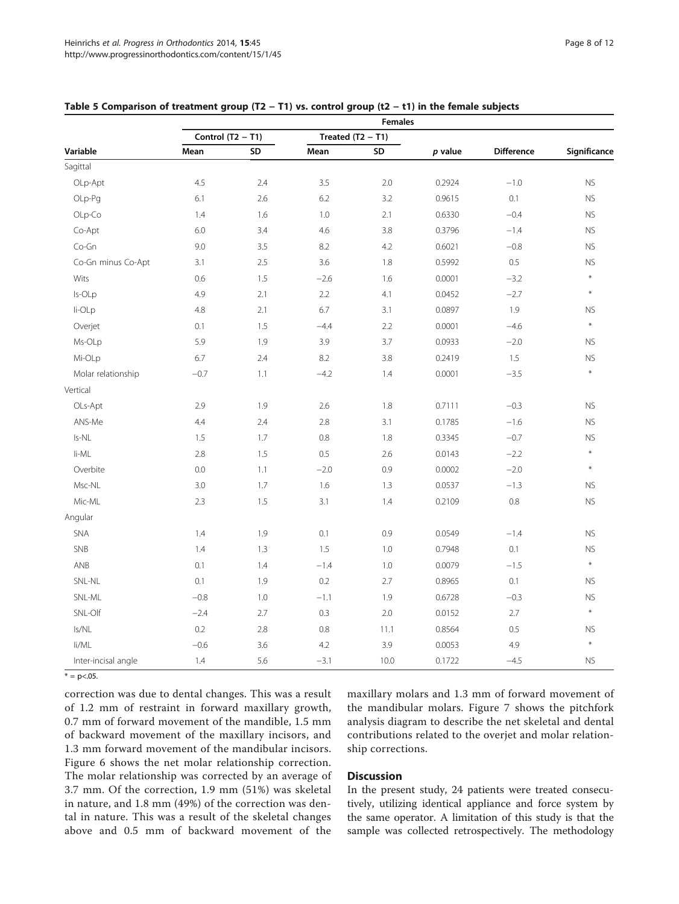**Table 5 Comparison of treatment group (T2 − T1) vs. control group (t2 − t1) in the female subjects**

| | Females | | | | | | |
|---|---|---|---|---|---|---|---|
| | Control (T2 − T1) | | Treated (T2 − T1) | | | | |
| Variable | Mean | SD | Mean | SD | *p* value | Difference | Significance |
| Sagittal | | | | | | | |
| OLp-Apt | 4.5 | 2.4 | 3.5 | 2.0 | 0.2924 | −1.0 | NS |
| OLp-Pg | 6.1 | 2.6 | 6.2 | 3.2 | 0.9615 | 0.1 | NS |
| OLp-Co | 1.4 | 1.6 | 1.0 | 2.1 | 0.6330 | −0.4 | NS |
| Co-Apt | 6.0 | 3.4 | 4.6 | 3.8 | 0.3796 | −1.4 | NS |
| Co-Gn | 9.0 | 3.5 | 8.2 | 4.2 | 0.6021 | −0.8 | NS |
| Co-Gn minus Co-Apt | 3.1 | 2.5 | 3.6 | 1.8 | 0.5992 | 0.5 | NS |
| Wits | 0.6 | 1.5 | −2.6 | 1.6 | 0.0001 | −3.2 | * |
| Is-OLp | 4.9 | 2.1 | 2.2 | 4.1 | 0.0452 | −2.7 | * |
| Ii-OLp | 4.8 | 2.1 | 6.7 | 3.1 | 0.0897 | 1.9 | NS |
| Overjet | 0.1 | 1.5 | −4.4 | 2.2 | 0.0001 | −4.6 | * |
| Ms-OLp | 5.9 | 1.9 | 3.9 | 3.7 | 0.0933 | −2.0 | NS |
| Mi-OLp | 6.7 | 2.4 | 8.2 | 3.8 | 0.2419 | 1.5 | NS |
| Molar relationship | −0.7 | 1.1 | −4.2 | 1.4 | 0.0001 | −3.5 | * |
| Vertical | | | | | | | |
| OLs-Apt | 2.9 | 1.9 | 2.6 | 1.8 | 0.7111 | −0.3 | NS |
| ANS-Me | 4.4 | 2.4 | 2.8 | 3.1 | 0.1785 | −1.6 | NS |
| Is-NL | 1.5 | 1.7 | 0.8 | 1.8 | 0.3345 | −0.7 | NS |
| Ii-ML | 2.8 | 1.5 | 0.5 | 2.6 | 0.0143 | −2.2 | * |
| Overbite | 0.0 | 1.1 | −2.0 | 0.9 | 0.0002 | −2.0 | * |
| Msc-NL | 3.0 | 1.7 | 1.6 | 1.3 | 0.0537 | −1.3 | NS |
| Mic-ML | 2.3 | 1.5 | 3.1 | 1.4 | 0.2109 | 0.8 | NS |
| Angular | | | | | | | |
| SNA | 1.4 | 1.9 | 0.1 | 0.9 | 0.0549 | −1.4 | NS |
| SNB | 1.4 | 1.3 | 1.5 | 1.0 | 0.7948 | 0.1 | NS |
| ANB | 0.1 | 1.4 | −1.4 | 1.0 | 0.0079 | −1.5 | * |
| SNL-NL | 0.1 | 1.9 | 0.2 | 2.7 | 0.8965 | 0.1 | NS |
| SNL-ML | −0.8 | 1.0 | −1.1 | 1.9 | 0.6728 | −0.3 | NS |
| SNL-Olf | −2.4 | 2.7 | 0.3 | 2.0 | 0.0152 | 2.7 | * |
| Is/NL | 0.2 | 2.8 | 0.8 | 11.1 | 0.8564 | 0.5 | NS |
| Ii/ML | −0.6 | 3.6 | 4.2 | 3.9 | 0.0053 | 4.9 | * |
| Inter-incisal angle | 1.4 | 5.6 | −3.1 | 10.0 | 0.1722 | −4.5 | NS |

\* = $p<.05$.

correction was due to dental changes. This was a result of 1.2 mm of restraint in forward maxillary growth, 0.7 mm of forward movement of the mandible, 1.5 mm of backward movement of the maxillary incisors, and 1.3 mm forward movement of the mandibular incisors. Figure 6 shows the net molar relationship correction. The molar relationship was corrected by an average of 3.7 mm. Of the correction, 1.9 mm (51%) was skeletal in nature, and 1.8 mm (49%) of the correction was dental in nature. This was a result of the skeletal changes above and 0.5 mm of backward movement of the maxillary molars and 1.3 mm of forward movement of the mandibular molars. Figure 7 shows the pitchfork analysis diagram to describe the net skeletal and dental contributions related to the overjet and molar relationship corrections.

## Discussion

In the present study, 24 patients were treated consecutively, utilizing identical appliance and force system by the same operator. A limitation of this study is that the sample was collected retrospectively. The methodology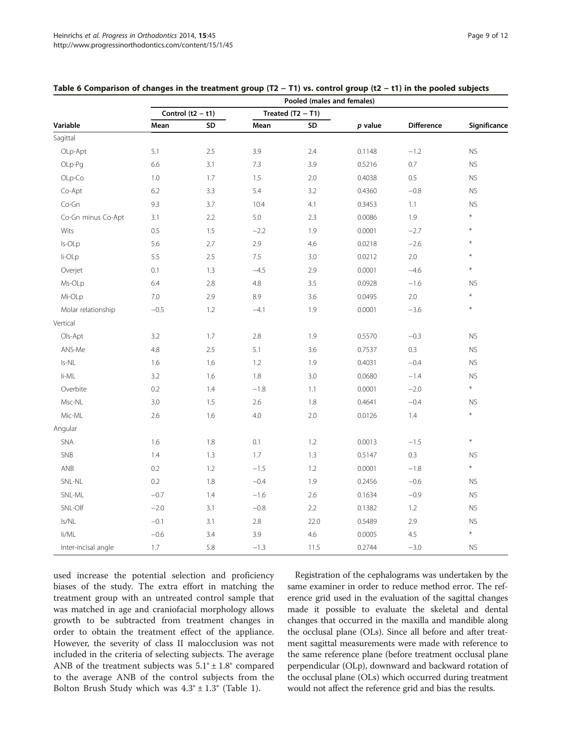**Table 6 Comparison of changes in the treatment group (T2 − T1) vs. control group (t2 − t1) in the pooled subjects**

| | Pooled (males and females) | | | | | | |
|---|---|---|---|---|---|---|---|
| | Control (t2 − t1) | | Treated (T2 − T1) | | | | |
| Variable | Mean | SD | Mean | SD | *p* value | Difference | Significance |
| Sagittal | | | | | | | |
| OLp-Apt | 5.1 | 2.5 | 3.9 | 2.4 | 0.1148 | −1.2 | NS |
| OLp-Pg | 6.6 | 3.1 | 7.3 | 3.9 | 0.5216 | 0.7 | NS |
| OLp-Co | 1.0 | 1.7 | 1.5 | 2.0 | 0.4038 | 0.5 | NS |
| Co-Apt | 6.2 | 3.3 | 5.4 | 3.2 | 0.4360 | −0.8 | NS |
| Co-Gn | 9.3 | 3.7 | 10.4 | 4.1 | 0.3453 | 1.1 | NS |
| Co-Gn minus Co-Apt | 3.1 | 2.2 | 5.0 | 2.3 | 0.0086 | 1.9 | * |
| Wits | 0.5 | 1.5 | −2.2 | 1.9 | 0.0001 | −2.7 | * |
| Is-OLp | 5.6 | 2.7 | 2.9 | 4.6 | 0.0218 | −2.6 | * |
| Ii-OLp | 5.5 | 2.5 | 7.5 | 3.0 | 0.0212 | 2.0 | * |
| Overjet | 0.1 | 1.3 | −4.5 | 2.9 | 0.0001 | −4.6 | * |
| Ms-OLp | 6.4 | 2.8 | 4.8 | 3.5 | 0.0928 | −1.6 | NS |
| Mi-OLp | 7.0 | 2.9 | 8.9 | 3.6 | 0.0495 | 2.0 | * |
| Molar relationship | −0.5 | 1.2 | −4.1 | 1.9 | 0.0001 | −3.6 | * |
| Vertical | | | | | | | |
| Ols-Apt | 3.2 | 1.7 | 2.8 | 1.9 | 0.5570 | −0.3 | NS |
| ANS-Me | 4.8 | 2.5 | 5.1 | 3.6 | 0.7537 | 0.3 | NS |
| Is-NL | 1.6 | 1.6 | 1.2 | 1.9 | 0.4031 | −0.4 | NS |
| Ii-ML | 3.2 | 1.6 | 1.8 | 3.0 | 0.0680 | −1.4 | NS |
| Overbite | 0.2 | 1.4 | −1.8 | 1.1 | 0.0001 | −2.0 | * |
| Msc-NL | 3.0 | 1.5 | 2.6 | 1.8 | 0.4641 | −0.4 | NS |
| Mic-ML | 2.6 | 1.6 | 4.0 | 2.0 | 0.0126 | 1.4 | * |
| Angular | | | | | | | |
| SNA | 1.6 | 1.8 | 0.1 | 1.2 | 0.0013 | −1.5 | * |
| SNB | 1.4 | 1.3 | 1.7 | 1.3 | 0.5147 | 0.3 | NS |
| ANB | 0.2 | 1.2 | −1.5 | 1.2 | 0.0001 | −1.8 | * |
| SNL-NL | 0.2 | 1.8 | −0.4 | 1.9 | 0.2456 | −0.6 | NS |
| SNL-ML | −0.7 | 1.4 | −1.6 | 2.6 | 0.1634 | −0.9 | NS |
| SNL-Olf | −2.0 | 3.1 | −0.8 | 2.2 | 0.1382 | 1.2 | NS |
| Is/NL | −0.1 | 3.1 | 2.8 | 22.0 | 0.5489 | 2.9 | NS |
| Ii/ML | −0.6 | 3.4 | 3.9 | 4.6 | 0.0005 | 4.5 | * |
| Inter-incisal angle | 1.7 | 5.8 | −1.3 | 11.5 | 0.2744 | −3.0 | NS |

used increase the potential selection and proficiency biases of the study. The extra effort in matching the treatment group with an untreated control sample that was matched in age and craniofacial morphology allows growth to be subtracted from treatment changes in order to obtain the treatment effect of the appliance. However, the severity of class II malocclusion was not included in the criteria of selecting subjects. The average ANB of the treatment subjects was $5.1° \pm 1.8°$ compared to the average ANB of the control subjects from the Bolton Brush Study which was $4.3° \pm 1.3°$ (Table 1).

Registration of the cephalograms was undertaken by the same examiner in order to reduce method error. The reference grid used in the evaluation of the sagittal changes made it possible to evaluate the skeletal and dental changes that occurred in the maxilla and mandible along the occlusal plane (OLs). Since all before and after treatment sagittal measurements were made with reference to the same reference plane (before treatment occlusal plane perpendicular (OLp), downward and backward rotation of the occlusal plane (OLs) which occurred during treatment would not affect the reference grid and bias the results.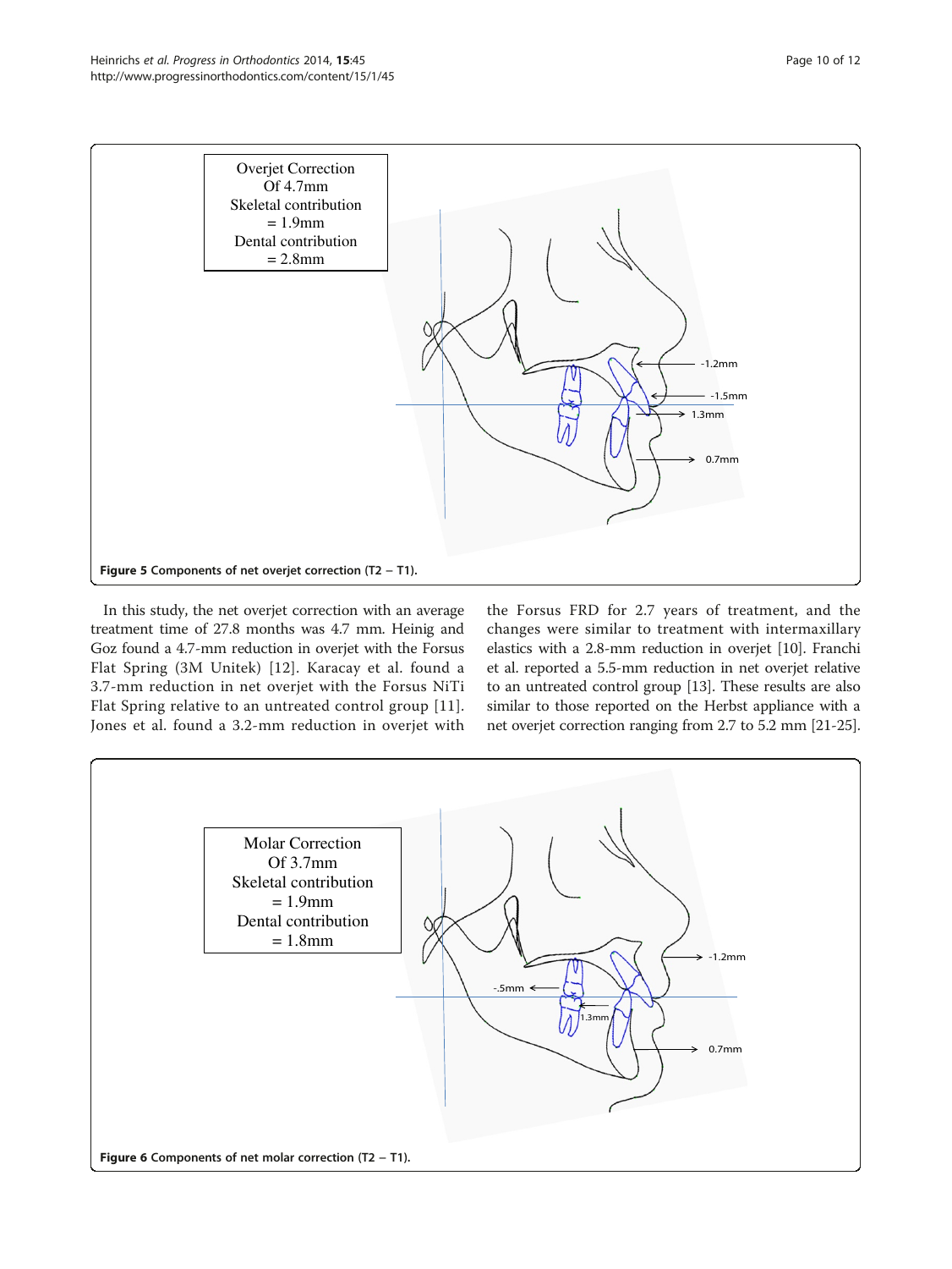Overjet Correction Of 4.7mm
Skeletal contribution = 1.9mm
Dental contribution = 2.8mm

-1.2mm

-1.5mm

1.3mm

0.7mm

**Figure 5** Components of net overjet correction (T2 – T1).

In this study, the net overjet correction with an average treatment time of 27.8 months was 4.7 mm. Heinig and Goz found a 4.7-mm reduction in overjet with the Forsus Flat Spring (3M Unitek) [12]. Karacay et al. found a 3.7-mm reduction in net overjet with the Forsus NiTi Flat Spring relative to an untreated control group [11]. Jones et al. found a 3.2-mm reduction in overjet with the Forsus FRD for 2.7 years of treatment, and the changes were similar to treatment with intermaxillary elastics with a 2.8-mm reduction in overjet [10]. Franchi et al. reported a 5.5-mm reduction in net overjet relative to an untreated control group [13]. These results are also similar to those reported on the Herbst appliance with a net overjet correction ranging from 2.7 to 5.2 mm [21-25].

Molar Correction Of 3.7mm
Skeletal contribution = 1.9mm
Dental contribution = 1.8mm

-1.2mm

-.5mm

1.3mm

0.7mm

**Figure 6** Components of net molar correction (T2 – T1).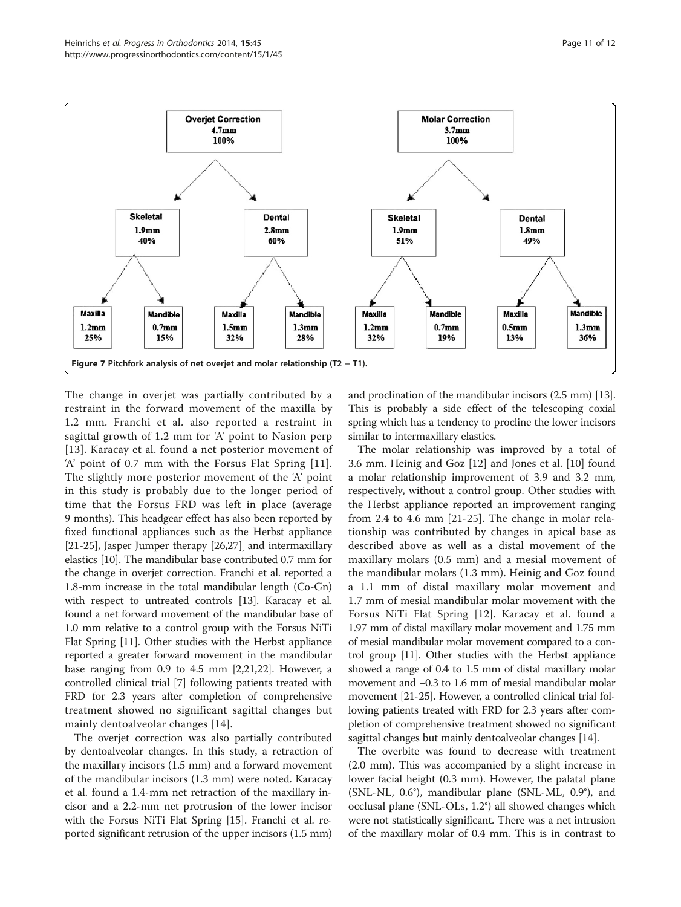**Figure 7** Pitchfork analysis of net overjet and molar relationship (T2 − T1).

The change in overjet was partially contributed by a restraint in the forward movement of the maxilla by 1.2 mm. Franchi et al. also reported a restraint in sagittal growth of 1.2 mm for 'A' point to Nasion perp [13]. Karacay et al. found a net posterior movement of 'A' point of 0.7 mm with the Forsus Flat Spring [11]. The slightly more posterior movement of the 'A' point in this study is probably due to the longer period of time that the Forsus FRD was left in place (average 9 months). This headgear effect has also been reported by fixed functional appliances such as the Herbst appliance [21-25], Jasper Jumper therapy [26,27], and intermaxillary elastics [10]. The mandibular base contributed 0.7 mm for the change in overjet correction. Franchi et al. reported a 1.8-mm increase in the total mandibular length (Co-Gn) with respect to untreated controls [13]. Karacay et al. found a net forward movement of the mandibular base of 1.0 mm relative to a control group with the Forsus NiTi Flat Spring [11]. Other studies with the Herbst appliance reported a greater forward movement in the mandibular base ranging from 0.9 to 4.5 mm [2,21,22]. However, a controlled clinical trial [7] following patients treated with FRD for 2.3 years after completion of comprehensive treatment showed no significant sagittal changes but mainly dentoalveolar changes [14].

The overjet correction was also partially contributed by dentoalveolar changes. In this study, a retraction of the maxillary incisors (1.5 mm) and a forward movement of the mandibular incisors (1.3 mm) were noted. Karacay et al. found a 1.4-mm net retraction of the maxillary incisor and a 2.2-mm net protrusion of the lower incisor with the Forsus NiTi Flat Spring [15]. Franchi et al. reported significant retrusion of the upper incisors (1.5 mm) and proclination of the mandibular incisors (2.5 mm) [13]. This is probably a side effect of the telescoping coxial spring which has a tendency to procline the lower incisors similar to intermaxillary elastics.

The molar relationship was improved by a total of 3.6 mm. Heinig and Goz [12] and Jones et al. [10] found a molar relationship improvement of 3.9 and 3.2 mm, respectively, without a control group. Other studies with the Herbst appliance reported an improvement ranging from 2.4 to 4.6 mm [21-25]. The change in molar relationship was contributed by changes in apical base as described above as well as a distal movement of the maxillary molars (0.5 mm) and a mesial movement of the mandibular molars (1.3 mm). Heinig and Goz found a 1.1 mm of distal maxillary molar movement and 1.7 mm of mesial mandibular molar movement with the Forsus NiTi Flat Spring [12]. Karacay et al. found a 1.97 mm of distal maxillary molar movement and 1.75 mm of mesial mandibular molar movement compared to a control group [11]. Other studies with the Herbst appliance showed a range of 0.4 to 1.5 mm of distal maxillary molar movement and –0.3 to 1.6 mm of mesial mandibular molar movement [21-25]. However, a controlled clinical trial following patients treated with FRD for 2.3 years after completion of comprehensive treatment showed no significant sagittal changes but mainly dentoalveolar changes [14].

The overbite was found to decrease with treatment (2.0 mm). This was accompanied by a slight increase in lower facial height (0.3 mm). However, the palatal plane (SNL-NL, 0.6°), mandibular plane (SNL-ML, 0.9°), and occlusal plane (SNL-OLs, 1.2°) all showed changes which were not statistically significant. There was a net intrusion of the maxillary molar of 0.4 mm. This is in contrast to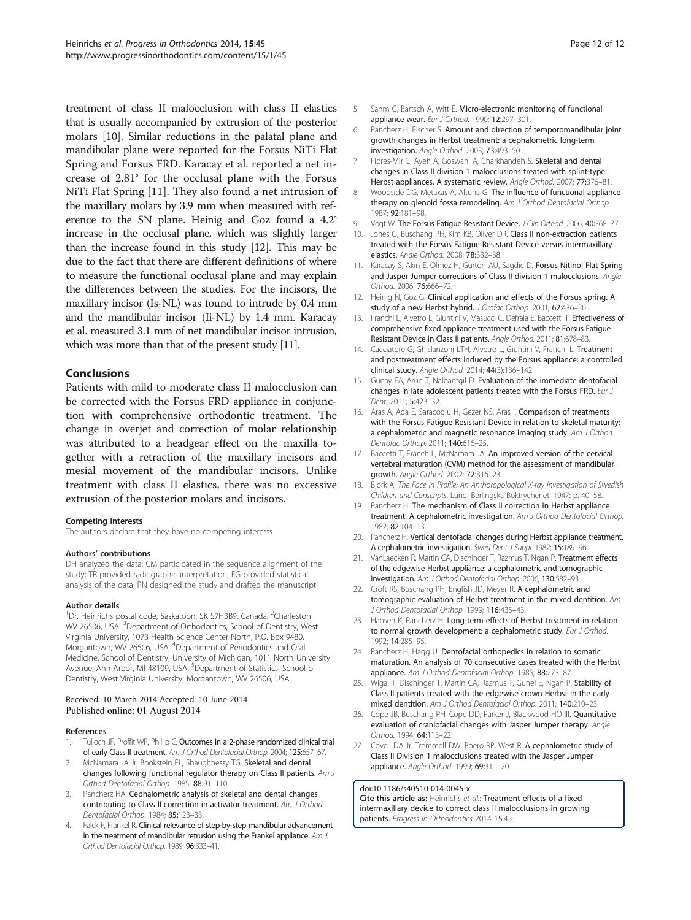treatment of class II malocclusion with class II elastics that is usually accompanied by extrusion of the posterior molars [10]. Similar reductions in the palatal plane and mandibular plane were reported for the Forsus NiTi Flat Spring and Forsus FRD. Karacay et al. reported a net increase of 2.81° for the occlusal plane with the Forsus NiTi Flat Spring [11]. They also found a net intrusion of the maxillary molars by 3.9 mm when measured with reference to the SN plane. Heinig and Goz found a 4.2° increase in the occlusal plane, which was slightly larger than the increase found in this study [12]. This may be due to the fact that there are different definitions of where to measure the functional occlusal plane and may explain the differences between the studies. For the incisors, the maxillary incisor (Is-NL) was found to intrude by 0.4 mm and the mandibular incisor (Ii-NL) by 1.4 mm. Karacay et al. measured 3.1 mm of net mandibular incisor intrusion, which was more than that of the present study [11].

## Conclusions

Patients with mild to moderate class II malocclusion can be corrected with the Forsus FRD appliance in conjunction with comprehensive orthodontic treatment. The change in overjet and correction of molar relationship was attributed to a headgear effect on the maxilla together with a retraction of the maxillary incisors and mesial movement of the mandibular incisors. Unlike treatment with class II elastics, there was no excessive extrusion of the posterior molars and incisors.

#### Competing interests

The authors declare that they have no competing interests.

#### Authors' contributions

DH analyzed the data; CM participated in the sequence alignment of the study; TR provided radiographic interpretation; EG provided statistical analysis of the data; PN designed the study and drafted the manuscript.

#### Author details

[1]Dr. Heinrichs postal code, Saskatoon, SK S7H3B9, Canada. [2]Charleston WV 26506, USA. [3]Department of Orthodontics, School of Dentistry, West Virginia University, 1073 Health Science Center North, P.O. Box 9480, Morgantown, WV 26506, USA. [4]Department of Periodontics and Oral Medicine, School of Dentistry, University of Michigan, 1011 North University Avenue, Ann Arbor, MI 48109, USA. [5]Department of Statistics, School of Dentistry, West Virginia University, Morgantown, WV 26506, USA.

Received: 10 March 2014 Accepted: 10 June 2014
Published online: 01 August 2014

#### References

1. Tulloch JF, Proffit WR, Phillip C. **Outcomes in a 2-phase randomized clinical trial of early Class II treatment.** *Am J Orthod Dentofacial Orthop.* 2004; **125:**657–67.
2. McNamara JA Jr, Bookstein FL, Shaughnessy TG. **Skeletal and dental changes following functional regulator therapy on Class II patients.** *Am J Orthod Dentofacial Orthop.* 1985; **88:**91–110.
3. Pancherz HA. **Cephalometric analysis of skeletal and dental changes contributing to Class II correction in activator treatment.** *Am J Orthod Dentofacial Orthop.* 1984; **85:**123–33.
4. Falck F, Frankel R. **Clinical relevance of step-by-step mandibular advancement in the treatment of mandibular retrusion using the Frankel appliance.** *Am J Orthod Dentofacial Orthop.* 1989; **96:**333–41.
5. Sahm G, Bartsch A, Witt E. **Micro-electronic monitoring of functional appliance wear.** *Eur J Orthod.* 1990; **12:**297–301.
6. Pancherz H, Fischer S. **Amount and direction of temporomandibular joint growth changes in Herbst treatment: a cephalometric long-term investigation.** *Angle Orthod.* 2003; **73:**493–501.
7. Flores-Mir C, Ayeh A, Goswani A, Charkhandeh S. **Skeletal and dental changes in Class II division 1 malocclusions treated with splint-type Herbst appliances. A systematic review.** *Angle Orthod.* 2007; **77:**376–81.
8. Woodside DG, Metaxas A, Altuna G. **The influence of functional appliance therapy on glenoid fossa remodeling.** *Am J Orthod Dentofacial Orthop.* 1987; **92:**181–98.
9. Vogt W. **The Forsus Fatigue Resistant Device.** *J Clin Orthod.* 2006; **40:**368–77.
10. Jones G, Buschang PH, Kim KB, Oliver DR. **Class II non-extraction patients treated with the Forsus Fatigue Resistant Device versus intermaxillary elastics.** *Angle Orthod.* 2008; **78:**332–38.
11. Karacay S, Akin E, Olmez H, Gurton AU, Sagdic D. **Forsus Nitinol Flat Spring and Jasper Jumper corrections of Class II division 1 malocclusions.** *Angle Orthod.* 2006; **76:**666–72.
12. Heinig N, Goz G. **Clinical application and effects of the Forsus spring. A study of a new Herbst hybrid.** *J Orofac Orthop.* 2001; **62:**436–50.
13. Franchi L, Alvetro L, Giuntini V, Masucci C, Defraia E, Baccetti T. **Effectiveness of comprehensive fixed appliance treatment used with the Forsus Fatigue Resistant Device in Class II patients.** *Angle Orthod.* 2011; **81:**678–83.
14. Cacciatore G, Ghislanzoni LTH, Alvetro L, Giuntini V, Franchi L. **Treatment and posttreatment effects induced by the Forsus appliance: a controlled clinical study.** *Angle Orthod.* 2014; **44**(3):136–142.
15. Gunay EA, Arun T, Nalbantgil D. **Evaluation of the immediate dentofacial changes in late adolescent patients treated with the Forsus FRD.** *Eur J Dent.* 2011; **5:**423–32.
16. Aras A, Ada E, Saracoglu H, Gezer NS, Aras I. **Comparison of treatments with the Forsus Fatigue Resistant Device in relation to skeletal maturity: a cephalometric and magnetic resonance imaging study.** *Am J Orthod Dentofac Orthop.* 2011; **140:**616–25.
17. Baccetti T, Franch L, McNamara JA. **An improved version of the cervical vertebral maturation (CVM) method for the assessment of mandibular growth.** *Angle Orthod.* 2002; **72:**316–23.
18. Bjork A. *The Face in Profile: An Anthropological X-ray Investigation of Swedish Children and Conscripts*. Lund: Berlingska Boktrycheriet; 1947: p. 40–58.
19. Pancherz H. **The mechanism of Class II correction in Herbst appliance treatment. A cephalometric investigation.** *Am J Orthod Dentofacial Orthop.* 1982; **82:**104–13.
20. Pancherz H. **Vertical dentofacial changes during Herbst appliance treatment. A cephalometric investigation.** *Swed Dent J Suppl.* 1982; **15:**189–96.
21. VanLaecken R, Martin CA, Dischinger T, Razmus T, Ngan P. **Treatment effects of the edgewise Herbst appliance: a cephalometric and tomographic investigation.** *Am J Orthod Dentofacial Orthop.* 2006; **130:**582–93.
22. Croft RS, Buschang PH, English JD, Meyer R. **A cephalometric and tomographic evaluation of Herbst treatment in the mixed dentition.** *Am J Orthod Dentofacial Orthop.* 1999; **116:**435–43.
23. Hansen K, Pancherz H. **Long-term effects of Herbst treatment in relation to normal growth development: a cephalometric study.** *Eur J Orthod.* 1992; **14:**285–95.
24. Pancherz H, Hagg U. **Dentofacial orthopedics in relation to somatic maturation. An analysis of 70 consecutive cases treated with the Herbst appliance.** *Am J Orthod Dentofacial Orthop.* 1985; **88:**273–87.
25. Wigal T, Dischinger T, Martin CA, Razmus T, Gunel E, Ngan P. **Stability of Class II patients treated with the edgewise crown Herbst in the early mixed dentition.** *Am J Orthod Dentofacial Orthop.* 2011; **140:**210–23.
26. Cope JB, Buschang PH, Cope DD, Parker J, Blackwood HO III. **Quantitative evaluation of craniofacial changes with Jasper Jumper therapy.** *Angle Orthod.* 1994; **64:**113–22.
27. Covell DA Jr, Tremmell DW, Boero RP, West R. **A cephalometric study of Class II Division 1 malocclusions treated with the Jasper Jumper appliance.** *Angle Orthod.* 1999; **69:**311–20.

doi:10.1186/s40510-014-0045-x
**Cite this article as:** Heinrichs *et al.*: Treatment effects of a fixed intermaxillary device to correct class II malocclusions in growing patients. *Progress in Orthodontics* 2014 **15**:45.